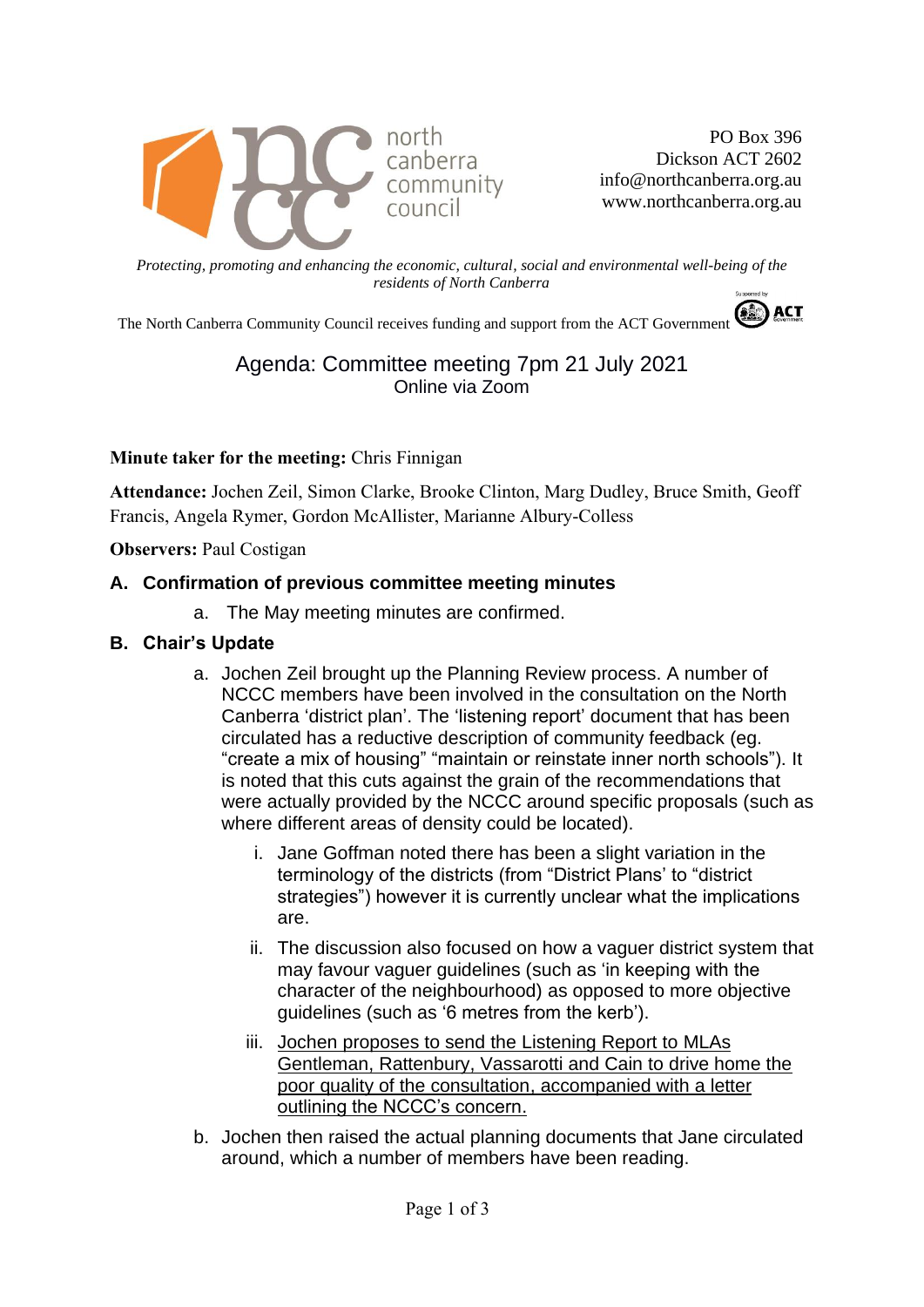north canberra community council

PO Box 396
Dickson ACT 2602
info@northcanberra.org.au
www.northcanberra.org.au

*Protecting, promoting and enhancing the economic, cultural, social and environmental well-being of the residents of North Canberra*

The North Canberra Community Council receives funding and support from the ACT Government

# Agenda: Committee meeting 7pm 21 July 2021
Online via Zoom

**Minute taker for the meeting:** Chris Finnigan

**Attendance:** Jochen Zeil, Simon Clarke, Brooke Clinton, Marg Dudley, Bruce Smith, Geoff Francis, Angela Rymer, Gordon McAllister, Marianne Albury-Colless

**Observers:** Paul Costigan

## A. Confirmation of previous committee meeting minutes

a. The May meeting minutes are confirmed.

## B. Chair's Update

a. Jochen Zeil brought up the Planning Review process. A number of NCCC members have been involved in the consultation on the North Canberra 'district plan'. The 'listening report' document that has been circulated has a reductive description of community feedback (eg. "create a mix of housing" "maintain or reinstate inner north schools"). It is noted that this cuts against the grain of the recommendations that were actually provided by the NCCC around specific proposals (such as where different areas of density could be located).

   i. Jane Goffman noted there has been a slight variation in the terminology of the districts (from "District Plans' to "district strategies") however it is currently unclear what the implications are.

   ii. The discussion also focused on how a vaguer district system that may favour vaguer guidelines (such as 'in keeping with the character of the neighbourhood) as opposed to more objective guidelines (such as '6 metres from the kerb').

   iii. <u>Jochen proposes to send the Listening Report to MLAs Gentleman, Rattenbury, Vassarotti and Cain to drive home the poor quality of the consultation, accompanied with a letter outlining the NCCC's concern.</u>

b. Jochen then raised the actual planning documents that Jane circulated around, which a number of members have been reading.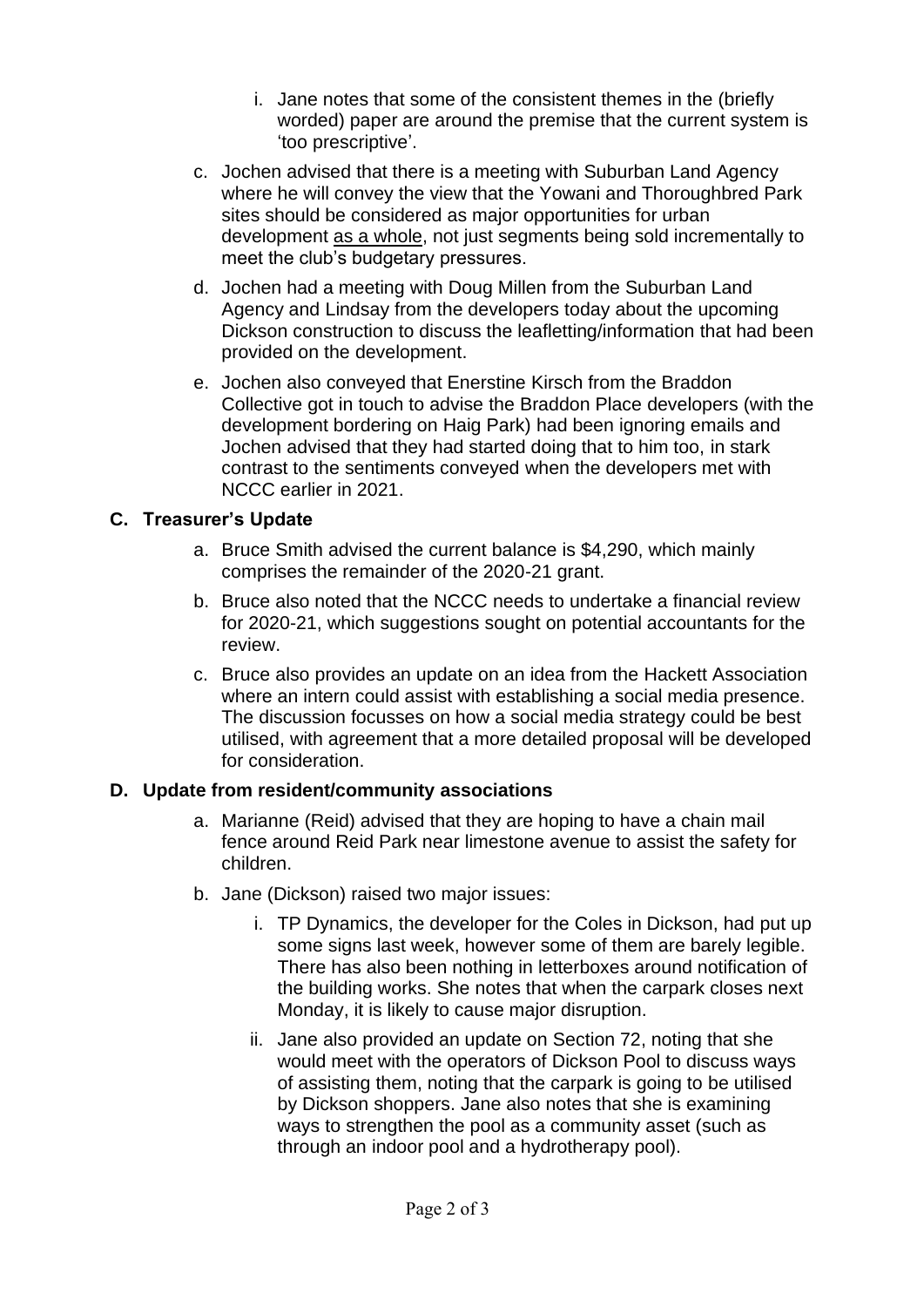i. Jane notes that some of the consistent themes in the (briefly worded) paper are around the premise that the current system is 'too prescriptive'.

c. Jochen advised that there is a meeting with Suburban Land Agency where he will convey the view that the Yowani and Thoroughbred Park sites should be considered as major opportunities for urban development as a whole, not just segments being sold incrementally to meet the club's budgetary pressures.

d. Jochen had a meeting with Doug Millen from the Suburban Land Agency and Lindsay from the developers today about the upcoming Dickson construction to discuss the leafletting/information that had been provided on the development.

e. Jochen also conveyed that Enerstine Kirsch from the Braddon Collective got in touch to advise the Braddon Place developers (with the development bordering on Haig Park) had been ignoring emails and Jochen advised that they had started doing that to him too, in stark contrast to the sentiments conveyed when the developers met with NCCC earlier in 2021.

### C. Treasurer's Update

a. Bruce Smith advised the current balance is $4,290, which mainly comprises the remainder of the 2020-21 grant.

b. Bruce also noted that the NCCC needs to undertake a financial review for 2020-21, which suggestions sought on potential accountants for the review.

c. Bruce also provides an update on an idea from the Hackett Association where an intern could assist with establishing a social media presence. The discussion focusses on how a social media strategy could be best utilised, with agreement that a more detailed proposal will be developed for consideration.

### D. Update from resident/community associations

a. Marianne (Reid) advised that they are hoping to have a chain mail fence around Reid Park near limestone avenue to assist the safety for children.

b. Jane (Dickson) raised two major issues:

   i. TP Dynamics, the developer for the Coles in Dickson, had put up some signs last week, however some of them are barely legible. There has also been nothing in letterboxes around notification of the building works. She notes that when the carpark closes next Monday, it is likely to cause major disruption.

   ii. Jane also provided an update on Section 72, noting that she would meet with the operators of Dickson Pool to discuss ways of assisting them, noting that the carpark is going to be utilised by Dickson shoppers. Jane also notes that she is examining ways to strengthen the pool as a community asset (such as through an indoor pool and a hydrotherapy pool).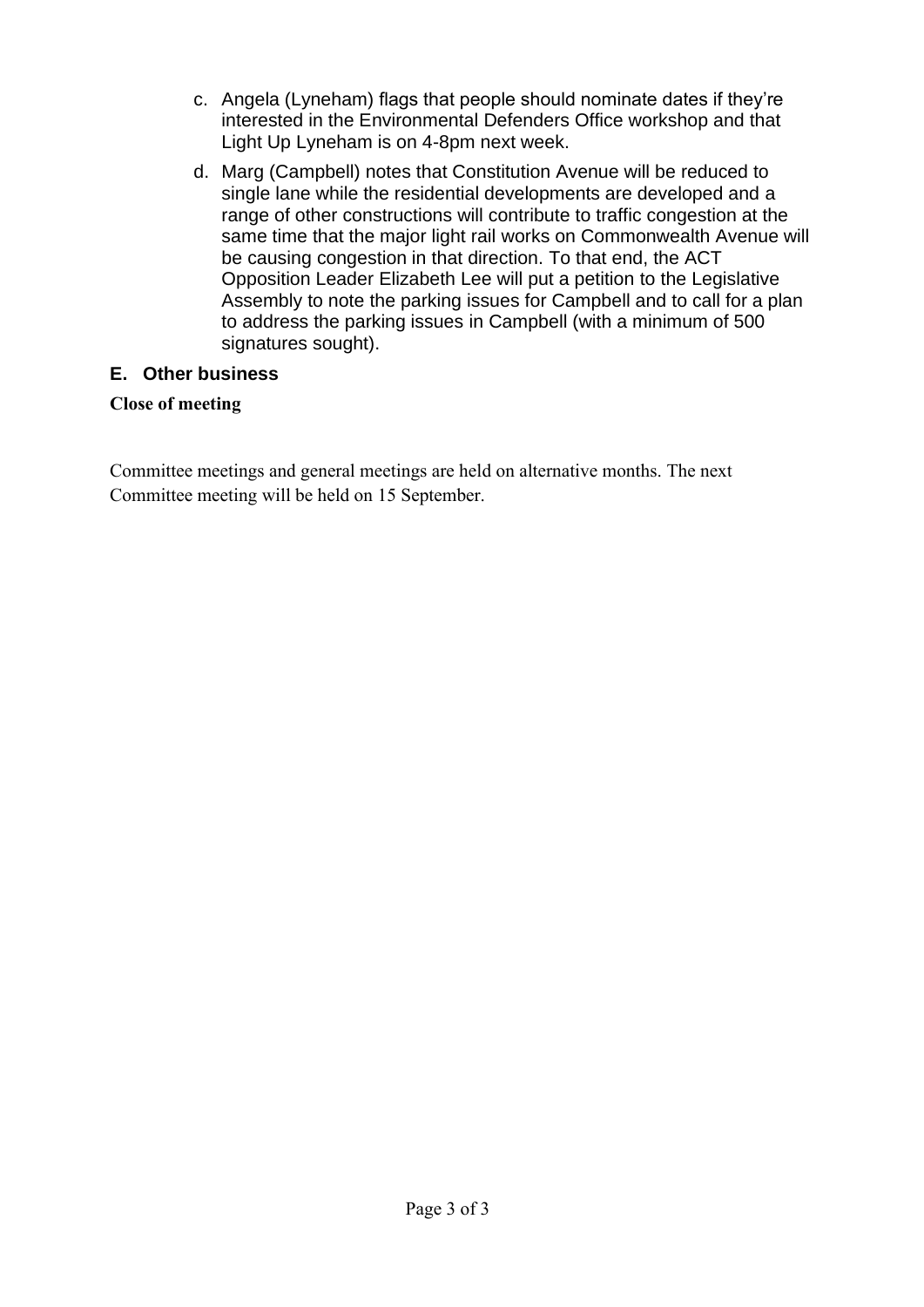c. Angela (Lyneham) flags that people should nominate dates if they're interested in the Environmental Defenders Office workshop and that Light Up Lyneham is on 4-8pm next week.

d. Marg (Campbell) notes that Constitution Avenue will be reduced to single lane while the residential developments are developed and a range of other constructions will contribute to traffic congestion at the same time that the major light rail works on Commonwealth Avenue will be causing congestion in that direction. To that end, the ACT Opposition Leader Elizabeth Lee will put a petition to the Legislative Assembly to note the parking issues for Campbell and to call for a plan to address the parking issues in Campbell (with a minimum of 500 signatures sought).

## E. Other business

**Close of meeting**

Committee meetings and general meetings are held on alternative months. The next Committee meeting will be held on 15 September.